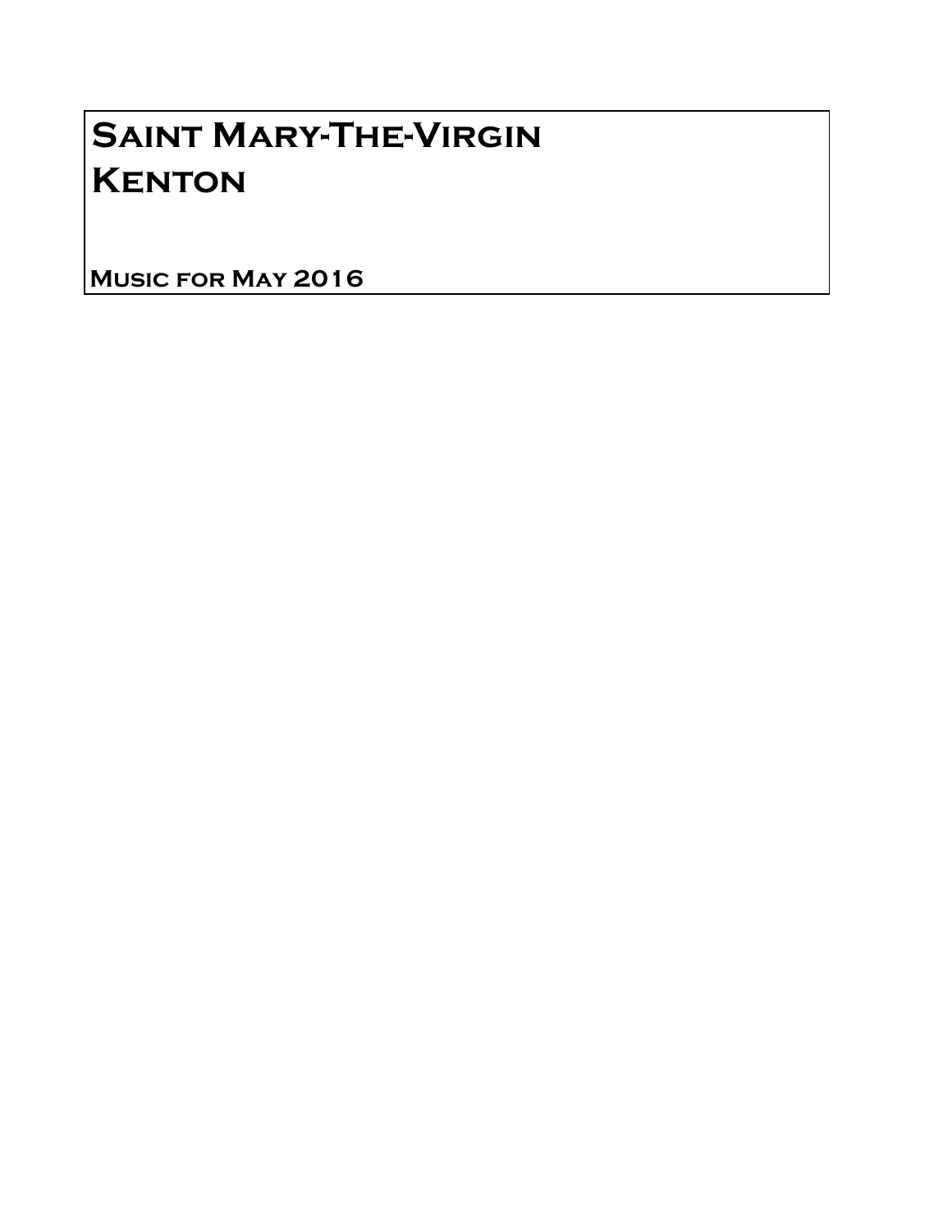# Saint Mary-The-Virgin
# Kenton

**Music for May 2016**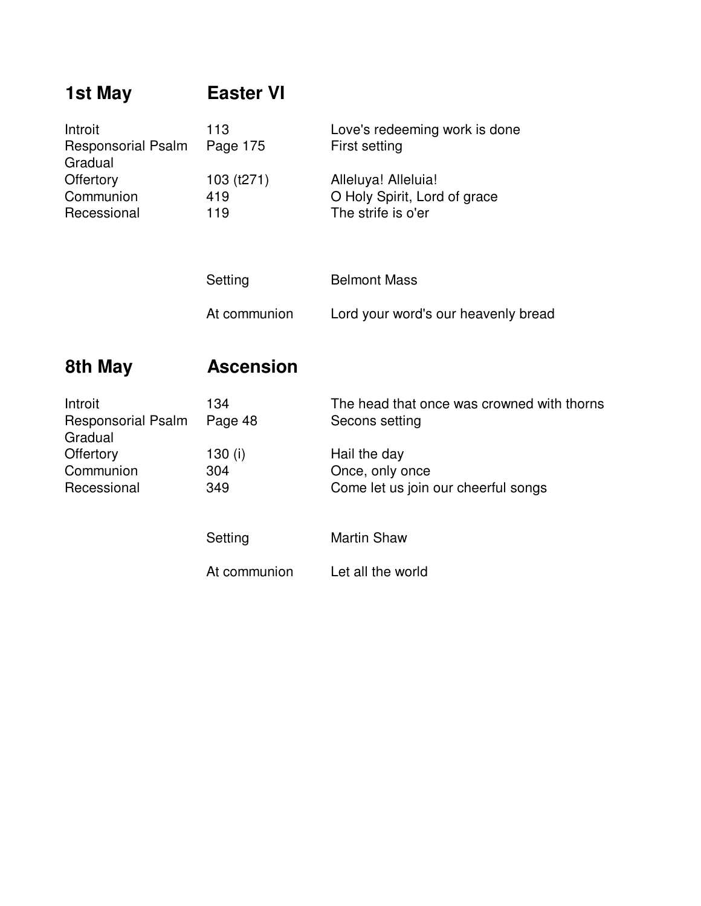## 1st May — Easter VI

| | | |
|---|---|---|
| Introit | 113 | Love's redeeming work is done |
| Responsorial Psalm | Page 175 | First setting |
| Gradual | | |
| Offertory | 103 (t271) | Alleluya! Alleluia! |
| Communion | 419 | O Holy Spirit, Lord of grace |
| Recessional | 119 | The strife is o'er |
| | Setting | Belmont Mass |
| | At communion | Lord your word's our heavenly bread |

## 8th May — Ascension

| | | |
|---|---|---|
| Introit | 134 | The head that once was crowned with thorns |
| Responsorial Psalm | Page 48 | Secons setting |
| Gradual | | |
| Offertory | 130 (i) | Hail the day |
| Communion | 304 | Once, only once |
| Recessional | 349 | Come let us join our cheerful songs |
| | Setting | Martin Shaw |
| | At communion | Let all the world |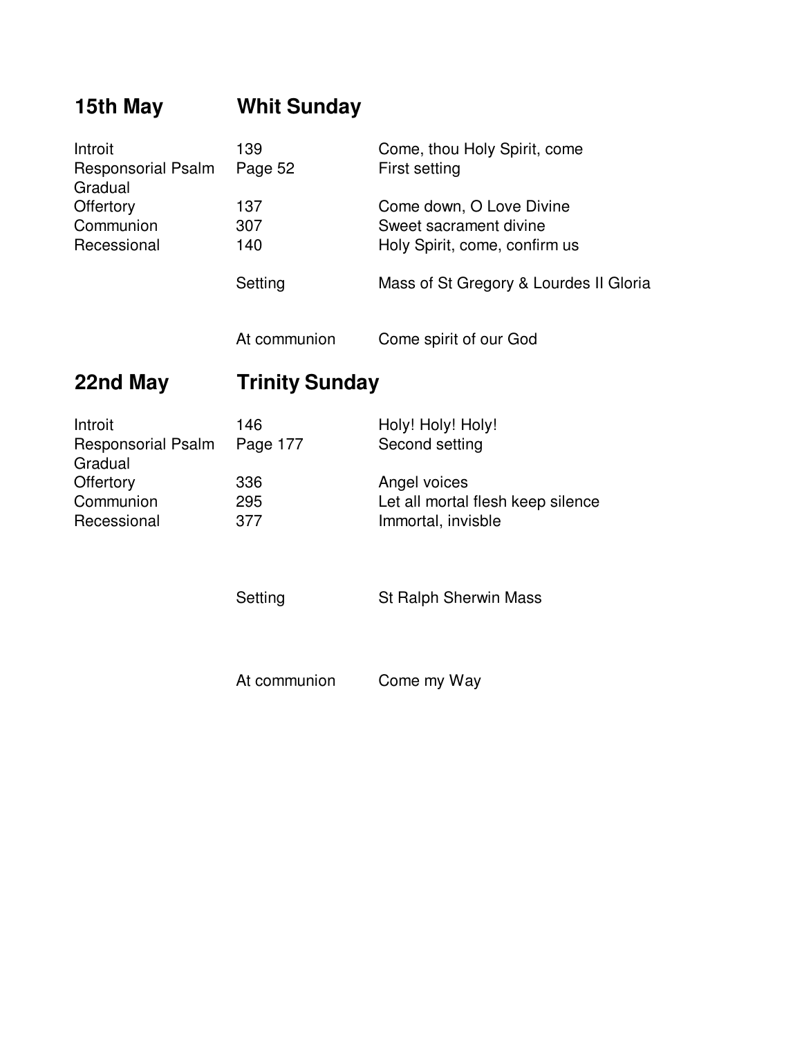## 15th May Whit Sunday

| | | |
|---|---|---|
| Introit | 139 | Come, thou Holy Spirit, come |
| Responsorial Psalm Gradual | Page 52 | First setting |
| Offertory | 137 | Come down, O Love Divine |
| Communion | 307 | Sweet sacrament divine |
| Recessional | 140 | Holy Spirit, come, confirm us |
| | Setting | Mass of St Gregory & Lourdes II Gloria |
| | At communion | Come spirit of our God |

## 22nd May Trinity Sunday

| | | |
|---|---|---|
| Introit | 146 | Holy! Holy! Holy! |
| Responsorial Psalm Gradual | Page 177 | Second setting |
| Offertory | 336 | Angel voices |
| Communion | 295 | Let all mortal flesh keep silence |
| Recessional | 377 | Immortal, invisble |
| | Setting | St Ralph Sherwin Mass |
| | At communion | Come my Way |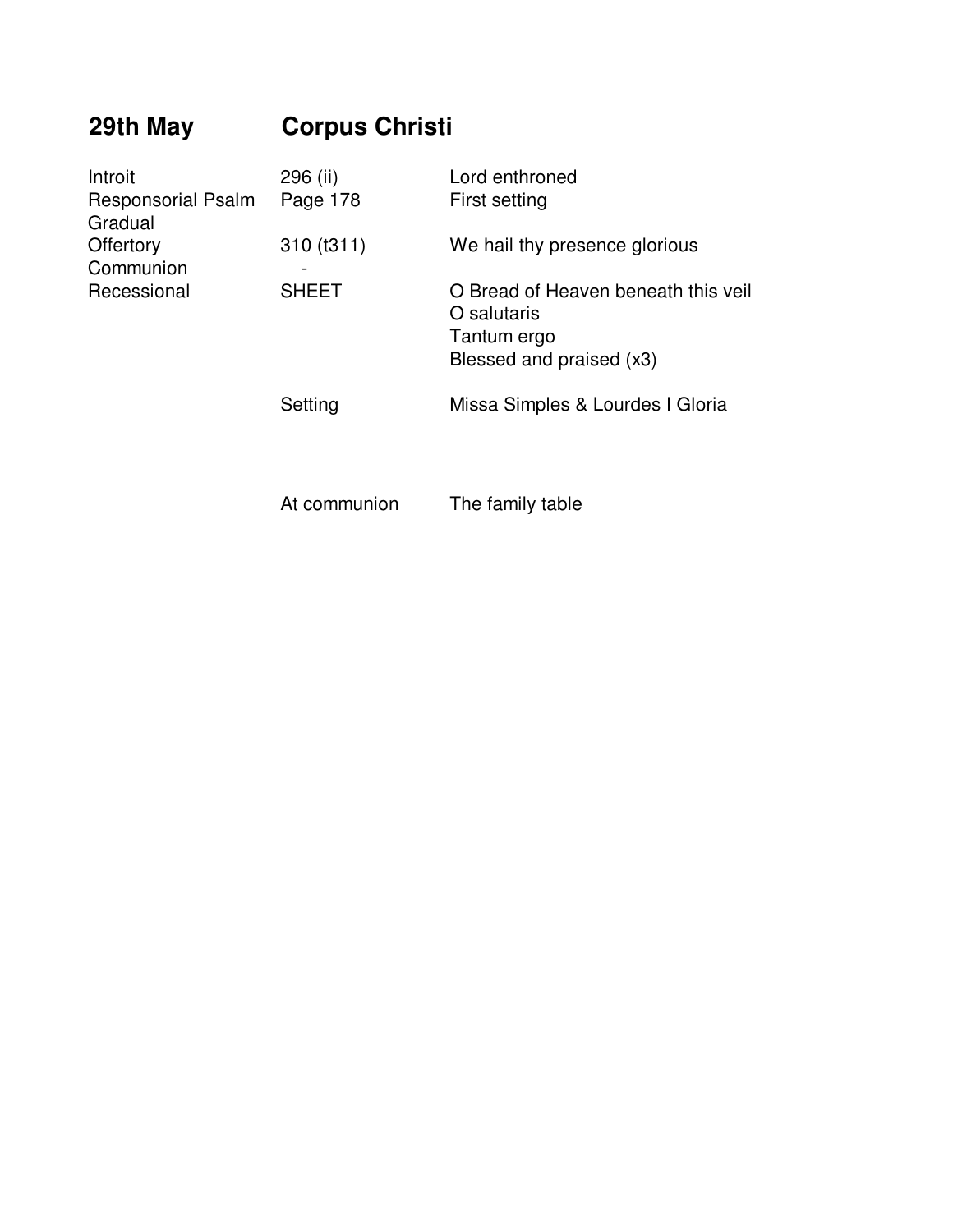## 29th May — Corpus Christi

| | | |
|---|---|---|
| Introit | 296 (ii) | Lord enthroned |
| Responsorial Psalm | Page 178 | First setting |
| Gradual | | |
| Offertory | 310 (t311) | We hail thy presence glorious |
| Communion | - | |
| Recessional | SHEET | O Bread of Heaven beneath this veil |
| | | O salutaris |
| | | Tantum ergo |
| | | Blessed and praised (x3) |
| | Setting | Missa Simples & Lourdes I Gloria |
| | At communion | The family table |